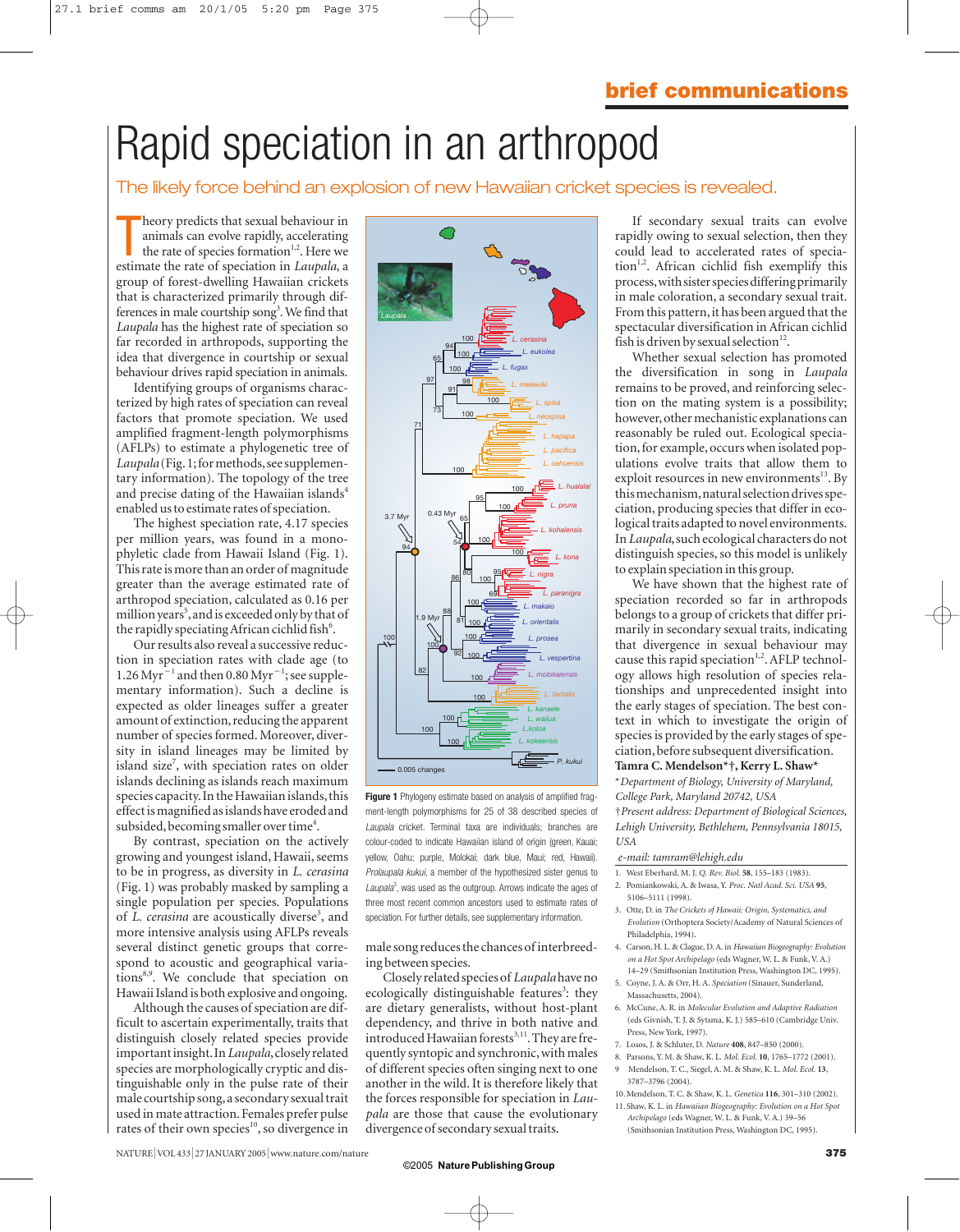# Rapid speciation in an arthropod

The likely force behind an explosion of new Hawaiian cricket species is revealed.

Theory predicts that sexual behaviour in animals can evolve rapidly, accelerating the rate of species formation[1,2]. Here we estimate the rate of speciation in *Laupala*, a group of forest-dwelling Hawaiian crickets that is characterized primarily through differences in male courtship song[3]. We find that *Laupala* has the highest rate of speciation so far recorded in arthropods, supporting the idea that divergence in courtship or sexual behaviour drives rapid speciation in animals.

Identifying groups of organisms characterized by high rates of speciation can reveal factors that promote speciation. We used amplified fragment-length polymorphisms (AFLPs) to estimate a phylogenetic tree of *Laupala* (Fig. 1; for methods, see supplementary information). The topology of the tree and precise dating of the Hawaiian islands[4] enabled us to estimate rates of speciation.

The highest speciation rate, 4.17 species per million years, was found in a monophyletic clade from Hawaii Island (Fig. 1). This rate is more than an order of magnitude greater than the average estimated rate of arthropod speciation, calculated as 0.16 per million years[5], and is exceeded only by that of the rapidly speciating African cichlid fish[6].

Our results also reveal a successive reduction in speciation rates with clade age (to 1.26 $\text{Myr}^{-1}$ and then 0.80 $\text{Myr}^{-1}$; see supplementary information). Such a decline is expected as older lineages suffer a greater amount of extinction, reducing the apparent number of species formed. Moreover, diversity in island lineages may be limited by island size[7], with speciation rates on older islands declining as islands reach maximum species capacity. In the Hawaiian islands, this effect is magnified as islands have eroded and subsided, becoming smaller over time[4].

By contrast, speciation on the actively growing and youngest island, Hawaii, seems to be in progress, as diversity in *L. cerasina* (Fig. 1) was probably masked by sampling a single population per species. Populations of *L. cerasina* are acoustically diverse[3], and more intensive analysis using AFLPs reveals several distinct genetic groups that correspond to acoustic and geographical variations[8,9]. We conclude that speciation on Hawaii Island is both explosive and ongoing.

Although the causes of speciation are difficult to ascertain experimentally, traits that distinguish closely related species provide important insight. In *Laupala*, closely related species are morphologically cryptic and distinguishable only in the pulse rate of their male courtship song, a secondary sexual trait used in mate attraction. Females prefer pulse rates of their own species[10], so divergence in male song reduces the chances of interbreeding between species.

Closely related species of *Laupala* have no ecologically distinguishable features[3]: they are dietary generalists, without host-plant dependency, and thrive in both native and introduced Hawaiian forests[3,11]. They are frequently syntopic and synchronic, with males of different species often singing next to one another in the wild. It is therefore likely that the forces responsible for speciation in *Laupala* are those that cause the evolutionary divergence of secondary sexual traits.

**Figure 1** Phylogeny estimate based on analysis of amplified fragment-length polymorphisms for 25 of 38 described species of *Laupala* cricket. Terminal taxa are individuals; branches are colour-coded to indicate Hawaiian island of origin (green, Kauai; yellow, Oahu; purple, Molokai; dark blue, Maui; red, Hawaii). *Prolaupala kukui*, a member of the hypothesized sister genus to *Laupala*[3], was used as the outgroup. Arrows indicate the ages of three most recent common ancestors used to estimate rates of speciation. For further details, see supplementary information.

If secondary sexual traits can evolve rapidly owing to sexual selection, then they could lead to accelerated rates of speciation[1,2]. African cichlid fish exemplify this process, with sister species differing primarily in male coloration, a secondary sexual trait. From this pattern, it has been argued that the spectacular diversification in African cichlid fish is driven by sexual selection[12].

Whether sexual selection has promoted the diversification in song in *Laupala* remains to be proved, and reinforcing selection on the mating system is a possibility; however, other mechanistic explanations can reasonably be ruled out. Ecological speciation, for example, occurs when isolated populations evolve traits that allow them to exploit resources in new environments[13]. By this mechanism, natural selection drives speciation, producing species that differ in ecological traits adapted to novel environments. In *Laupala*, such ecological characters do not distinguish species, so this model is unlikely to explain speciation in this group.

We have shown that the highest rate of speciation recorded so far in arthropods belongs to a group of crickets that differ primarily in secondary sexual traits, indicating that divergence in sexual behaviour may cause this rapid speciation[1,2]. AFLP technology allows high resolution of species relationships and unprecedented insight into the early stages of speciation. The best context in which to investigate the origin of species is provided by the early stages of speciation, before subsequent diversification.

**Tamra C. Mendelson\*†, Kerry L. Shaw\***

\**Department of Biology, University of Maryland, College Park, Maryland 20742, USA*

†*Present address: Department of Biological Sciences, Lehigh University, Bethlehem, Pennsylvania 18015, USA*

*e-mail: tamram@lehigh.edu*

1. West Eberhard, M. J. *Q. Rev. Biol.* **58**, 155–183 (1983).
2. Pomiankowski, A. & Iwasa, Y. *Proc. Natl Acad. Sci. USA* **95**, 5106–5111 (1998).
3. Otte, D. in *The Crickets of Hawaii: Origin, Systematics, and Evolution* (Orthoptera Society/Academy of Natural Sciences of Philadelphia, 1994).
4. Carson, H. L. & Clague, D. A. in *Hawaiian Biogeography: Evolution on a Hot Spot Archipelago* (eds Wagner, W. L. & Funk, V. A.) 14–29 (Smithsonian Institution Press, Washington DC, 1995).
5. Coyne, J. A. & Orr, H. A. *Speciation* (Sinauer, Sunderland, Massachusetts, 2004).
6. McCune, A. R. in *Molecular Evolution and Adaptive Radiation* (eds Givnish, T. J. & Sytsma, K. J.) 585–610 (Cambridge Univ. Press, New York, 1997).
7. Losos, J. & Schluter, D. *Nature* **408**, 847–850 (2000).
8. Parsons, Y. M. & Shaw, K. L. *Mol. Ecol.* **10**, 1765–1772 (2001).
9. Mendelson, T. C., Siegel, A. M. & Shaw, K. L. *Mol. Ecol.* **13**, 3787–3796 (2004).
10. Mendelson, T. C. & Shaw, K. L. *Genetica* **116**, 301–310 (2002).
11. Shaw, K. L. in *Hawaiian Biogeography: Evolution on a Hot Spot Archipelago* (eds Wagner, W. L. & Funk, V. A.) 39–56 (Smithsonian Institution Press, Washington DC, 1995).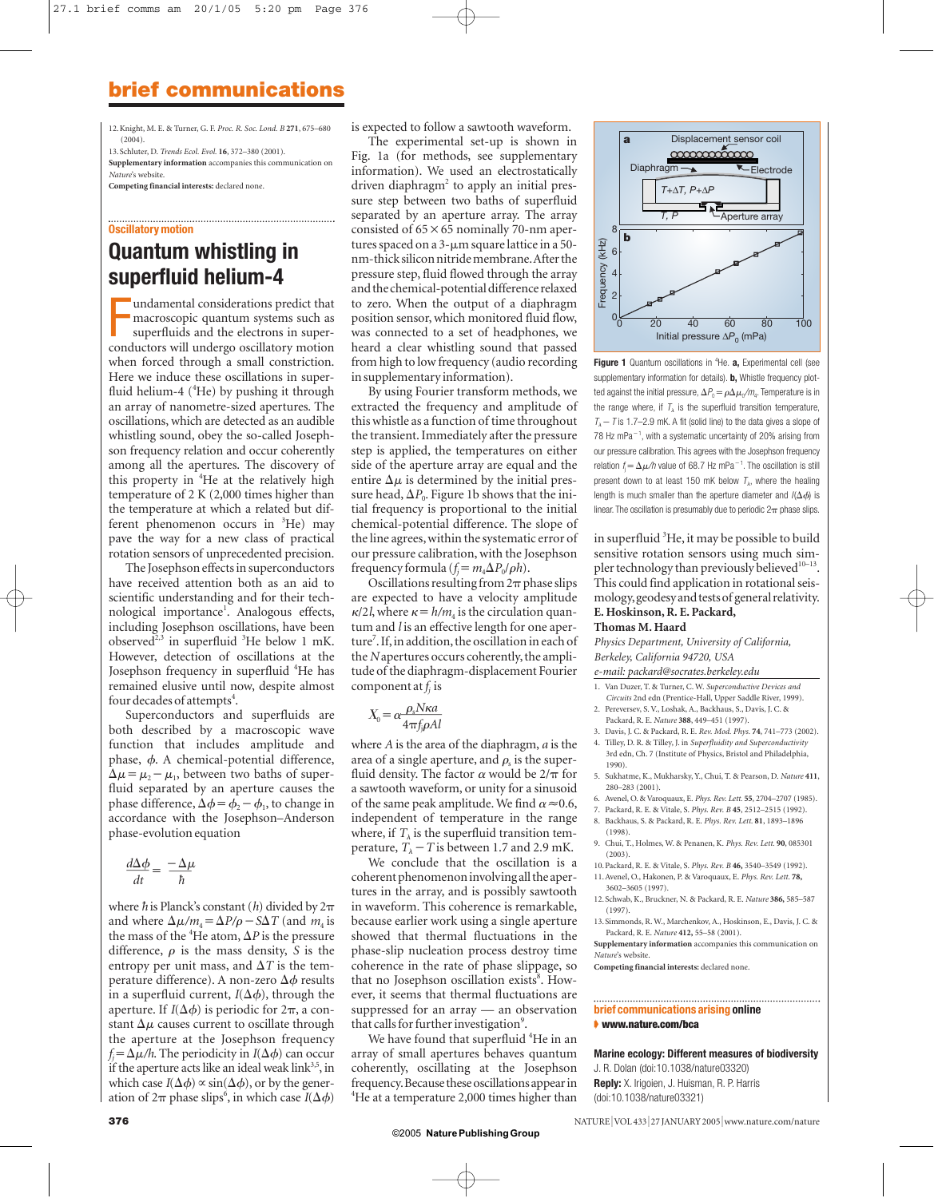12. Knight, M. E. & Turner, G. F. *Proc. R. Soc. Lond. B* **271**, 675–680 (2004).
13. Schluter, D. *Trends Ecol. Evol.* **16**, 372–380 (2001).

**Supplementary information** accompanies this communication on *Nature*'s website.

**Competing financial interests:** declared none.

Oscillatory motion

# Quantum whistling in superfluid helium-4

Fundamental considerations predict that macroscopic quantum systems such as superfluids and the electrons in superconductors will undergo oscillatory motion when forced through a small constriction. Here we induce these oscillations in superfluid helium-4 ($^4$He) by pushing it through an array of nanometre-sized apertures. The oscillations, which are detected as an audible whistling sound, obey the so-called Josephson frequency relation and occur coherently among all the apertures. The discovery of this property in $^4$He at the relatively high temperature of 2 K (2,000 times higher than the temperature at which a related but different phenomenon occurs in $^3$He) may pave the way for a new class of practical rotation sensors of unprecedented precision.

The Josephson effects in superconductors have received attention both as an aid to scientific understanding and for their technological importance[1]. Analogous effects, including Josephson oscillations, have been observed[2,3] in superfluid $^3$He below 1 mK. However, detection of oscillations at the Josephson frequency in superfluid $^4$He has remained elusive until now, despite almost four decades of attempts[4].

Superconductors and superfluids are both described by a macroscopic wave function that includes amplitude and phase, $\phi$. A chemical-potential difference, $\Delta\mu = \mu_2 - \mu_1$, between two baths of superfluid separated by an aperture causes the phase difference, $\Delta\phi = \phi_2 - \phi_1$, to change in accordance with the Josephson–Anderson phase-evolution equation

$$\frac{d\Delta\phi}{dt} = \frac{-\Delta\mu}{\hbar}$$

where $\hbar$ is Planck's constant ($h$) divided by $2\pi$ and where $\Delta\mu/m_4 = \Delta P/\rho - S\Delta T$ (and $m_4$ is the mass of the $^4$He atom, $\Delta P$ is the pressure difference, $\rho$ is the mass density, $S$ is the entropy per unit mass, and $\Delta T$ is the temperature difference). A non-zero $\Delta\phi$ results in a superfluid current, $I(\Delta\phi)$, through the aperture. If $I(\Delta\phi)$ is periodic for $2\pi$, a constant $\Delta\mu$ causes current to oscillate through the aperture at the Josephson frequency $f_j = \Delta\mu/h$. The periodicity in $I(\Delta\phi)$ can occur if the aperture acts like an ideal weak link[3,5], in which case $I(\Delta\phi) \propto \sin(\Delta\phi)$, or by the generation of $2\pi$ phase slips[6], in which case $I(\Delta\phi)$ is expected to follow a sawtooth waveform.

The experimental set-up is shown in Fig. 1a (for methods, see supplementary information). We used an electrostatically driven diaphragm[2] to apply an initial pressure step between two baths of superfluid separated by an aperture array. The array consisted of $65 \times 65$ nominally 70-nm apertures spaced on a 3-μm square lattice in a 50-nm-thick silicon nitride membrane. After the pressure step, fluid flowed through the array and the chemical-potential difference relaxed to zero. When the output of a diaphragm position sensor, which monitored fluid flow, was connected to a set of headphones, we heard a clear whistling sound that passed from high to low frequency (audio recording in supplementary information).

By using Fourier transform methods, we extracted the frequency and amplitude of this whistle as a function of time throughout the transient. Immediately after the pressure step is applied, the temperatures on either side of the aperture array are equal and the entire $\Delta\mu$ is determined by the initial pressure head, $\Delta P_0$. Figure 1b shows that the initial frequency is proportional to the initial chemical-potential difference. The slope of the line agrees, within the systematic error of our pressure calibration, with the Josephson frequency formula ($f_j = m_4\Delta P_0/\rho h$).

Oscillations resulting from $2\pi$ phase slips are expected to have a velocity amplitude $\kappa/2l$, where $\kappa = h/m_4$ is the circulation quantum and $l$ is an effective length for one aperture[7]. If, in addition, the oscillation in each of the $N$ apertures occurs coherently, the amplitude of the diaphragm-displacement Fourier component at $f_j$ is

$$X_0 = \alpha \frac{\rho_s N \kappa a}{4\pi f_j \rho A l}$$

where $A$ is the area of the diaphragm, $a$ is the area of a single aperture, and $\rho_s$ is the superfluid density. The factor $\alpha$ would be $2/\pi$ for a sawtooth waveform, or unity for a sinusoid of the same peak amplitude. We find $\alpha \approx 0.6$, independent of temperature in the range where, if $T_\lambda$ is the superfluid transition temperature, $T_\lambda - T$ is between 1.7 and 2.9 mK.

We conclude that the oscillation is a coherent phenomenon involving all the apertures in the array, and is possibly sawtooth in waveform. This coherence is remarkable, because earlier work using a single aperture showed that thermal fluctuations in the phase-slip nucleation process destroy time coherence in the rate of phase slippage, so that no Josephson oscillation exists[8]. However, it seems that thermal fluctuations are suppressed for an array — an observation that calls for further investigation[9].

We have found that superfluid $^4$He in an array of small apertures behaves quantum coherently, oscillating at the Josephson frequency. Because these oscillations appear in $^4$He at a temperature 2,000 times higher than in superfluid $^3$He, it may be possible to build sensitive rotation sensors using much simpler technology than previously believed[10–13]. This could find application in rotational seismology, geodesy and tests of general relativity.

**E. Hoskinson, R. E. Packard, Thomas M. Haard**

*Physics Department, University of California, Berkeley, California 94720, USA*

*e-mail: packard@socrates.berkeley.edu*

a
Displacement sensor coil
Diaphragm
Electrode
$T+\Delta T$, $P+\Delta P$
$T$, $P$
Aperture array

b
Frequency (kHz)
0 2 4 6 8
0 20 40 60 80 100
Initial pressure $\Delta P_0$ (mPa)

**Figure 1** Quantum oscillations in $^4$He. **a,** Experimental cell (see supplementary information for details). **b,** Whistle frequency plotted against the initial pressure, $\Delta P_0 = \rho\Delta\mu_0/m_4$. Temperature is in the range where, if $T_\lambda$ is the superfluid transition temperature, $T_\lambda - T$ is 1.7–2.9 mK. A fit (solid line) to the data gives a slope of 78 Hz mPa$^{-1}$, with a systematic uncertainty of 20% arising from our pressure calibration. This agrees with the Josephson frequency relation $f_j = \Delta\mu/h$ value of 68.7 Hz mPa$^{-1}$. The oscillation is still present down to at least 150 mK below $T_\lambda$, where the healing length is much smaller than the aperture diameter and $I(\Delta\phi)$ is linear. The oscillation is presumably due to periodic $2\pi$ phase slips.

1. Van Duzer, T. & Turner, C. W. *Superconductive Devices and Circuits* 2nd edn (Prentice-Hall, Upper Saddle River, 1999).
2. Pereversev, S. V., Loshak, A., Backhaus, S., Davis, J. C. & Packard, R. E. *Nature* **388**, 449–451 (1997).
3. Davis, J. C. & Packard, R. E. *Rev. Mod. Phys.* **74**, 741–773 (2002).
4. Tilley, D. R. & Tilley, J. in *Superfluidity and Superconductivity* 3rd edn, Ch. 7 (Institute of Physics, Bristol and Philadelphia, 1990).
5. Sukhatme, K., Mukharsky, Y., Chui, T. & Pearson, D. *Nature* **411**, 280–283 (2001).
6. Avenel, O. & Varoquaux, E. *Phys. Rev. Lett.* **55**, 2704–2707 (1985).
7. Packard, R. E. & Vitale, S. *Phys. Rev. B* **45**, 2512–2515 (1992).
8. Backhaus, S. & Packard, R. E. *Phys. Rev. Lett.* **81**, 1893–1896 (1998).
9. Chui, T., Holmes, W. & Penanen, K. *Phys. Rev. Lett.* **90**, 085301 (2003).
10. Packard, R. E. & Vitale, S. *Phys. Rev. B* **46**, 3540–3549 (1992).
11. Avenel, O., Hakonen, P. & Varoquaux, E. *Phys. Rev. Lett.* **78**, 3602–3605 (1997).
12. Schwab, K., Bruckner, N. & Packard, R. E. *Nature* **386**, 585–587 (1997).
13. Simmonds, R. W., Marchenkov, A., Hoskinson, E., Davis, J. C. & Packard, R. E. *Nature* **412**, 55–58 (2001).

**Supplementary information** accompanies this communication on *Nature*'s website.

**Competing financial interests:** declared none.

**brief communications arising online**
**www.nature.com/bca**

**Marine ecology: Different measures of biodiversity**
J. R. Dolan (doi:10.1038/nature03320)
**Reply:** X. Irigoien, J. Huisman, R. P. Harris (doi:10.1038/nature03321)